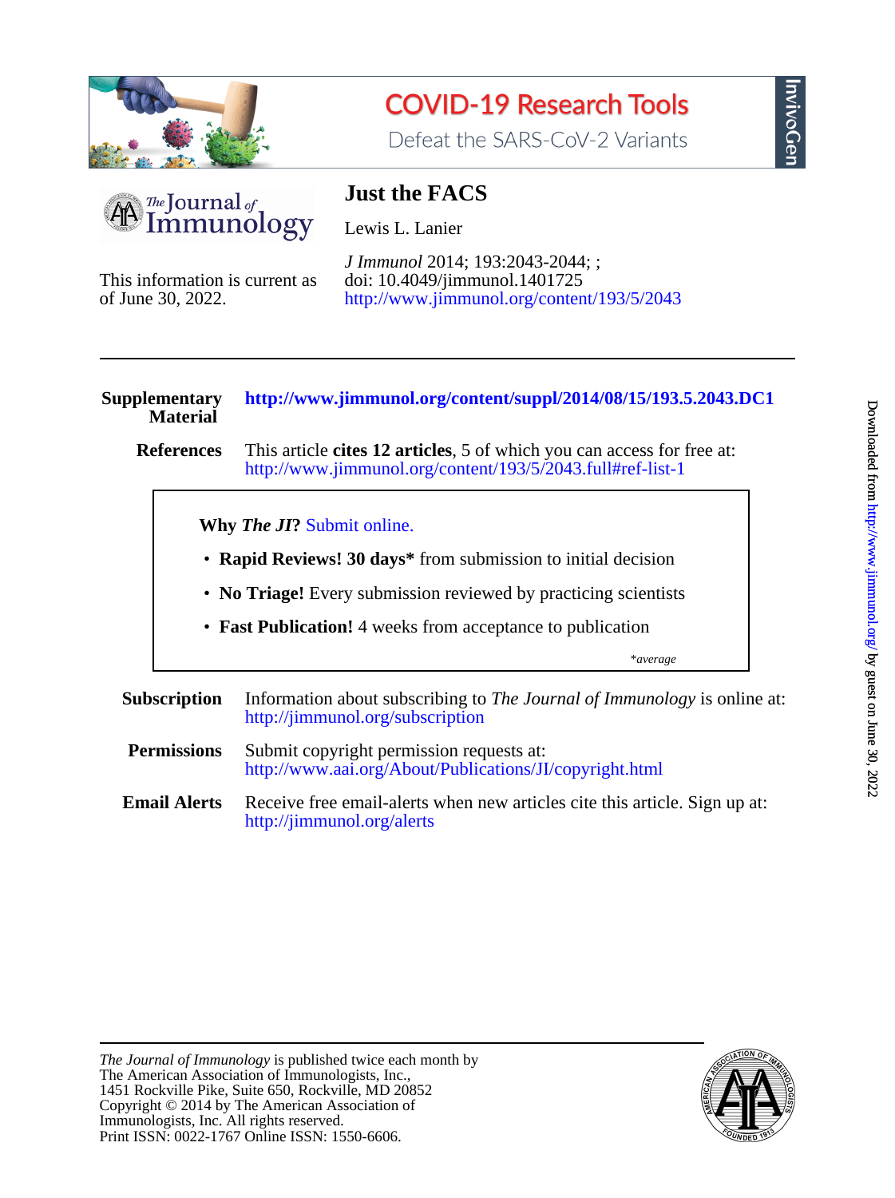COVID-19 Research Tools

Defeat the SARS-CoV-2 Variants

InvivoGen

The Journal of Immunology

# Just the FACS

Lewis L. Lanier

*J Immunol* 2014; 193:2043-2044; ;
doi: 10.4049/jimmunol.1401725
http://www.jimmunol.org/content/193/5/2043

This information is current as of June 30, 2022.

---

**Supplementary Material** **http://www.jimmunol.org/content/suppl/2014/08/15/193.5.2043.DC1**

**References** This article **cites 12 articles**, 5 of which you can access for free at: http://www.jimmunol.org/content/193/5/2043.full#ref-list-1

**Why *The JI*?** Submit online.

- **Rapid Reviews! 30 days*** from submission to initial decision
- **No Triage!** Every submission reviewed by practicing scientists
- **Fast Publication!** 4 weeks from acceptance to publication

**average*

**Subscription** Information about subscribing to *The Journal of Immunology* is online at: http://jimmunol.org/subscription

**Permissions** Submit copyright permission requests at: http://www.aai.org/About/Publications/JI/copyright.html

**Email Alerts** Receive free email-alerts when new articles cite this article. Sign up at: http://jimmunol.org/alerts

---

*The Journal of Immunology* is published twice each month by
The American Association of Immunologists, Inc.,
1451 Rockville Pike, Suite 650, Rockville, MD 20852
Copyright © 2014 by The American Association of Immunologists, Inc. All rights reserved.
Print ISSN: 0022-1767 Online ISSN: 1550-6606.

Downloaded from http://www.jimmunol.org/ by guest on June 30, 2022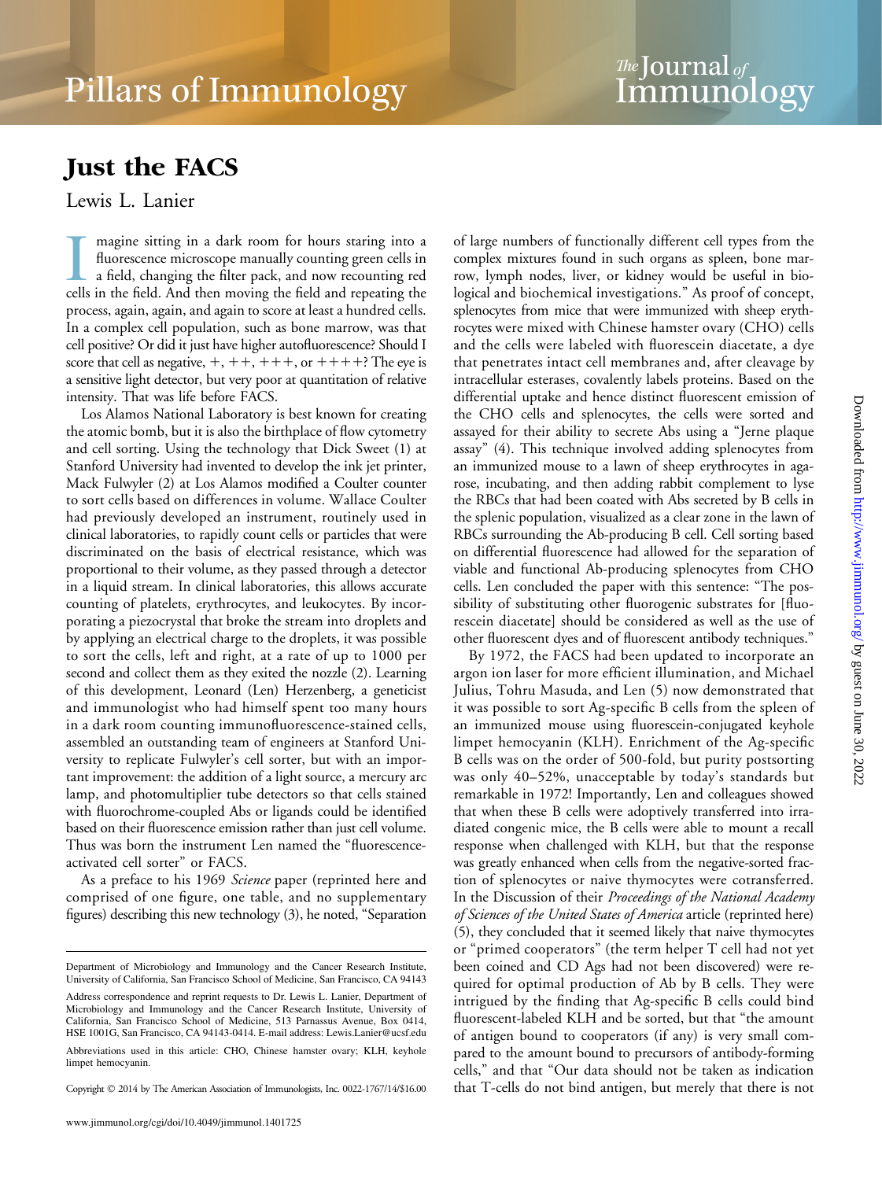# Just the FACS

Lewis L. Lanier

Imagine sitting in a dark room for hours staring into a fluorescence microscope manually counting green cells in a field, changing the filter pack, and now recounting red cells in the field. And then moving the field and repeating the process, again, again, and again to score at least a hundred cells. In a complex cell population, such as bone marrow, was that cell positive? Or did it just have higher autofluorescence? Should I score that cell as negative, +, ++, +++, or ++++? The eye is a sensitive light detector, but very poor at quantitation of relative intensity. That was life before FACS.

Los Alamos National Laboratory is best known for creating the atomic bomb, but it is also the birthplace of flow cytometry and cell sorting. Using the technology that Dick Sweet (1) at Stanford University had invented to develop the ink jet printer, Mack Fulwyler (2) at Los Alamos modified a Coulter counter to sort cells based on differences in volume. Wallace Coulter had previously developed an instrument, routinely used in clinical laboratories, to rapidly count cells or particles that were discriminated on the basis of electrical resistance, which was proportional to their volume, as they passed through a detector in a liquid stream. In clinical laboratories, this allows accurate counting of platelets, erythrocytes, and leukocytes. By incorporating a piezocrystal that broke the stream into droplets and by applying an electrical charge to the droplets, it was possible to sort the cells, left and right, at a rate of up to 1000 per second and collect them as they exited the nozzle (2). Learning of this development, Leonard (Len) Herzenberg, a geneticist and immunologist who had himself spent too many hours in a dark room counting immunofluorescence-stained cells, assembled an outstanding team of engineers at Stanford University to replicate Fulwyler's cell sorter, but with an important improvement: the addition of a light source, a mercury arc lamp, and photomultiplier tube detectors so that cells stained with fluorochrome-coupled Abs or ligands could be identified based on their fluorescence emission rather than just cell volume. Thus was born the instrument Len named the "fluorescence-activated cell sorter" or FACS.

As a preface to his 1969 *Science* paper (reprinted here and comprised of one figure, one table, and no supplementary figures) describing this new technology (3), he noted, "Separation of large numbers of functionally different cell types from the complex mixtures found in such organs as spleen, bone marrow, lymph nodes, liver, or kidney would be useful in biological and biochemical investigations." As proof of concept, splenocytes from mice that were immunized with sheep erythrocytes were mixed with Chinese hamster ovary (CHO) cells and the cells were labeled with fluorescein diacetate, a dye that penetrates intact cell membranes and, after cleavage by intracellular esterases, covalently labels proteins. Based on the differential uptake and hence distinct fluorescent emission of the CHO cells and splenocytes, the cells were sorted and assayed for their ability to secrete Abs using a "Jerne plaque assay" (4). This technique involved adding splenocytes from an immunized mouse to a lawn of sheep erythrocytes in agarose, incubating, and then adding rabbit complement to lyse the RBCs that had been coated with Abs secreted by B cells in the splenic population, visualized as a clear zone in the lawn of RBCs surrounding the Ab-producing B cell. Cell sorting based on differential fluorescence had allowed for the separation of viable and functional Ab-producing splenocytes from CHO cells. Len concluded the paper with this sentence: "The possibility of substituting other fluorogenic substrates for [fluorescein diacetate] should be considered as well as the use of other fluorescent dyes and of fluorescent antibody techniques."

By 1972, the FACS had been updated to incorporate an argon ion laser for more efficient illumination, and Michael Julius, Tohru Masuda, and Len (5) now demonstrated that it was possible to sort Ag-specific B cells from the spleen of an immunized mouse using fluorescein-conjugated keyhole limpet hemocyanin (KLH). Enrichment of the Ag-specific B cells was on the order of 500-fold, but purity postsorting was only 40–52%, unacceptable by today's standards but remarkable in 1972! Importantly, Len and colleagues showed that when these B cells were adoptively transferred into irradiated congenic mice, the B cells were able to mount a recall response when challenged with KLH, but that the response was greatly enhanced when cells from the negative-sorted fraction of splenocytes or naive thymocytes were cotransferred. In the Discussion of their *Proceedings of the National Academy of Sciences of the United States of America* article (reprinted here) (5), they concluded that it seemed likely that naive thymocytes or "primed cooperators" (the term helper T cell had not yet been coined and CD Ags had not been discovered) were required for optimal production of Ab by B cells. They were intrigued by the finding that Ag-specific B cells could bind fluorescent-labeled KLH and be sorted, but that "the amount of antigen bound to cooperators (if any) is very small compared to the amount bound to precursors of antibody-forming cells," and that "Our data should not be taken as indication that T-cells do not bind antigen, but merely that there is not

---

Department of Microbiology and Immunology and the Cancer Research Institute, University of California, San Francisco School of Medicine, San Francisco, CA 94143

Address correspondence and reprint requests to Dr. Lewis L. Lanier, Department of Microbiology and Immunology and the Cancer Research Institute, University of California, San Francisco School of Medicine, 513 Parnassus Avenue, Box 0414, HSE 1001G, San Francisco, CA 94143-0414. E-mail address: Lewis.Lanier@ucsf.edu

Abbreviations used in this article: CHO, Chinese hamster ovary; KLH, keyhole limpet hemocyanin.

Copyright © 2014 by The American Association of Immunologists, Inc. 0022-1767/14/$16.00

www.jimmunol.org/cgi/doi/10.4049/jimmunol.1401725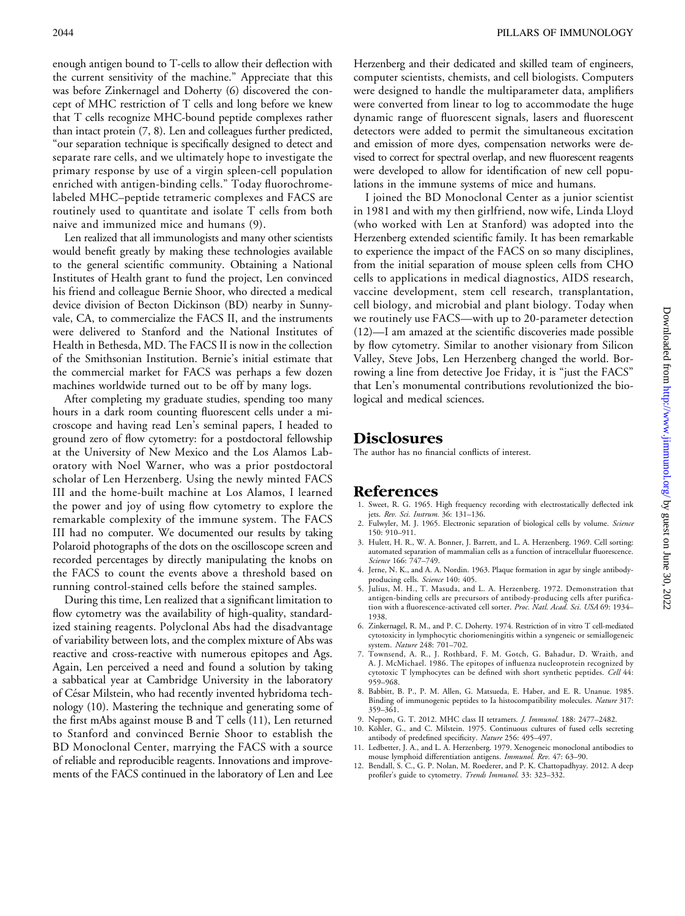enough antigen bound to T-cells to allow their deflection with the current sensitivity of the machine." Appreciate that this was before Zinkernagel and Doherty (6) discovered the concept of MHC restriction of T cells and long before we knew that T cells recognize MHC-bound peptide complexes rather than intact protein (7, 8). Len and colleagues further predicted, "our separation technique is specifically designed to detect and separate rare cells, and we ultimately hope to investigate the primary response by use of a virgin spleen-cell population enriched with antigen-binding cells." Today fluorochrome-labeled MHC–peptide tetrameric complexes and FACS are routinely used to quantitate and isolate T cells from both naive and immunized mice and humans (9).

Len realized that all immunologists and many other scientists would benefit greatly by making these technologies available to the general scientific community. Obtaining a National Institutes of Health grant to fund the project, Len convinced his friend and colleague Bernie Shoor, who directed a medical device division of Becton Dickinson (BD) nearby in Sunnyvale, CA, to commercialize the FACS II, and the instruments were delivered to Stanford and the National Institutes of Health in Bethesda, MD. The FACS II is now in the collection of the Smithsonian Institution. Bernie's initial estimate that the commercial market for FACS was perhaps a few dozen machines worldwide turned out to be off by many logs.

After completing my graduate studies, spending too many hours in a dark room counting fluorescent cells under a microscope and having read Len's seminal papers, I headed to ground zero of flow cytometry: for a postdoctoral fellowship at the University of New Mexico and the Los Alamos Laboratory with Noel Warner, who was a prior postdoctoral scholar of Len Herzenberg. Using the newly minted FACS III and the home-built machine at Los Alamos, I learned the power and joy of using flow cytometry to explore the remarkable complexity of the immune system. The FACS III had no computer. We documented our results by taking Polaroid photographs of the dots on the oscilloscope screen and recorded percentages by directly manipulating the knobs on the FACS to count the events above a threshold based on running control-stained cells before the stained samples.

During this time, Len realized that a significant limitation to flow cytometry was the availability of high-quality, standardized staining reagents. Polyclonal Abs had the disadvantage of variability between lots, and the complex mixture of Abs was reactive and cross-reactive with numerous epitopes and Ags. Again, Len perceived a need and found a solution by taking a sabbatical year at Cambridge University in the laboratory of César Milstein, who had recently invented hybridoma technology (10). Mastering the technique and generating some of the first mAbs against mouse B and T cells (11), Len returned to Stanford and convinced Bernie Shoor to establish the BD Monoclonal Center, marrying the FACS with a source of reliable and reproducible reagents. Innovations and improvements of the FACS continued in the laboratory of Len and Lee Herzenberg and their dedicated and skilled team of engineers, computer scientists, chemists, and cell biologists. Computers were designed to handle the multiparameter data, amplifiers were converted from linear to log to accommodate the huge dynamic range of fluorescent signals, lasers and fluorescent detectors were added to permit the simultaneous excitation and emission of more dyes, compensation networks were devised to correct for spectral overlap, and new fluorescent reagents were developed to allow for identification of new cell populations in the immune systems of mice and humans.

I joined the BD Monoclonal Center as a junior scientist in 1981 and with my then girlfriend, now wife, Linda Lloyd (who worked with Len at Stanford) was adopted into the Herzenberg extended scientific family. It has been remarkable to experience the impact of the FACS on so many disciplines, from the initial separation of mouse spleen cells from CHO cells to applications in medical diagnostics, AIDS research, vaccine development, stem cell research, transplantation, cell biology, and microbial and plant biology. Today when we routinely use FACS—with up to 20-parameter detection (12)—I am amazed at the scientific discoveries made possible by flow cytometry. Similar to another visionary from Silicon Valley, Steve Jobs, Len Herzenberg changed the world. Borrowing a line from detective Joe Friday, it is "just the FACS" that Len's monumental contributions revolutionized the biological and medical sciences.

## Disclosures

The author has no financial conflicts of interest.

## References

1. Sweet, R. G. 1965. High frequency recording with electrostatically deflected ink jets. *Rev. Sci. Instrum.* 36: 131–136.
2. Fulwyler, M. J. 1965. Electronic separation of biological cells by volume. *Science* 150: 910–911.
3. Hulett, H. R., W. A. Bonner, J. Barrett, and L. A. Herzenberg. 1969. Cell sorting: automated separation of mammalian cells as a function of intracellular fluorescence. *Science* 166: 747–749.
4. Jerne, N. K., and A. A. Nordin. 1963. Plaque formation in agar by single antibody-producing cells. *Science* 140: 405.
5. Julius, M. H., T. Masuda, and L. A. Herzenberg. 1972. Demonstration that antigen-binding cells are precursors of antibody-producing cells after purification with a fluorescence-activated cell sorter. *Proc. Natl. Acad. Sci. USA* 69: 1934–1938.
6. Zinkernagel, R. M., and P. C. Doherty. 1974. Restriction of in vitro T cell-mediated cytotoxicity in lymphocytic choriomeningitis within a syngeneic or semiallogeneic system. *Nature* 248: 701–702.
7. Townsend, A. R., J. Rothbard, F. M. Gotch, G. Bahadur, D. Wraith, and A. J. McMichael. 1986. The epitopes of influenza nucleoprotein recognized by cytotoxic T lymphocytes can be defined with short synthetic peptides. *Cell* 44: 959–968.
8. Babbitt, B. P., P. M. Allen, G. Matsueda, E. Haber, and E. R. Unanue. 1985. Binding of immunogenic peptides to Ia histocompatibility molecules. *Nature* 317: 359–361.
9. Nepom, G. T. 2012. MHC class II tetramers. *J. Immunol.* 188: 2477–2482.
10. Köhler, G., and C. Milstein. 1975. Continuous cultures of fused cells secreting antibody of predefined specificity. *Nature* 256: 495–497.
11. Ledbetter, J. A., and L. A. Herzenberg. 1979. Xenogeneic monoclonal antibodies to mouse lymphoid differentiation antigens. *Immunol. Rev.* 47: 63–90.
12. Bendall, S. C., G. P. Nolan, M. Roederer, and P. K. Chattopadhyay. 2012. A deep profiler's guide to cytometry. *Trends Immunol.* 33: 323–332.